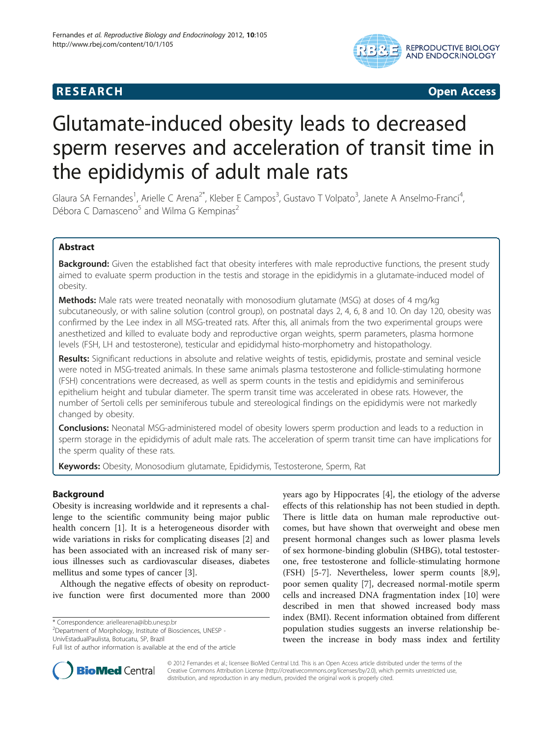**RESEARCH** **Open Access**

# Glutamate-induced obesity leads to decreased sperm reserves and acceleration of transit time in the epididymis of adult male rats

Glaura SA Fernandes[1], Arielle C Arena[2*], Kleber E Campos[3], Gustavo T Volpato[3], Janete A Anselmo-Franci[4], Débora C Damasceno[5] and Wilma G Kempinas[2]

## Abstract

**Background:** Given the established fact that obesity interferes with male reproductive functions, the present study aimed to evaluate sperm production in the testis and storage in the epididymis in a glutamate-induced model of obesity.

**Methods:** Male rats were treated neonatally with monosodium glutamate (MSG) at doses of 4 mg/kg subcutaneously, or with saline solution (control group), on postnatal days 2, 4, 6, 8 and 10. On day 120, obesity was confirmed by the Lee index in all MSG-treated rats. After this, all animals from the two experimental groups were anesthetized and killed to evaluate body and reproductive organ weights, sperm parameters, plasma hormone levels (FSH, LH and testosterone), testicular and epididymal histo-morphometry and histopathology.

**Results:** Significant reductions in absolute and relative weights of testis, epididymis, prostate and seminal vesicle were noted in MSG-treated animals. In these same animals plasma testosterone and follicle-stimulating hormone (FSH) concentrations were decreased, as well as sperm counts in the testis and epididymis and seminiferous epithelium height and tubular diameter. The sperm transit time was accelerated in obese rats. However, the number of Sertoli cells per seminiferous tubule and stereological findings on the epididymis were not markedly changed by obesity.

**Conclusions:** Neonatal MSG-administered model of obesity lowers sperm production and leads to a reduction in sperm storage in the epididymis of adult male rats. The acceleration of sperm transit time can have implications for the sperm quality of these rats.

**Keywords:** Obesity, Monosodium glutamate, Epididymis, Testosterone, Sperm, Rat

## Background

Obesity is increasing worldwide and it represents a challenge to the scientific community being major public health concern [1]. It is a heterogeneous disorder with wide variations in risks for complicating diseases [2] and has been associated with an increased risk of many serious illnesses such as cardiovascular diseases, diabetes mellitus and some types of cancer [3].

Although the negative effects of obesity on reproductive function were first documented more than 2000 years ago by Hippocrates [4], the etiology of the adverse effects of this relationship has not been studied in depth. There is little data on human male reproductive outcomes, but have shown that overweight and obese men present hormonal changes such as lower plasma levels of sex hormone-binding globulin (SHBG), total testosterone, free testosterone and follicle-stimulating hormone (FSH) [5-7]. Nevertheless, lower sperm counts [8,9], poor semen quality [7], decreased normal-motile sperm cells and increased DNA fragmentation index [10] were described in men that showed increased body mass index (BMI). Recent information obtained from different population studies suggests an inverse relationship between the increase in body mass index and fertility

\* Correspondence: ariellearena@ibb.unesp.br
[2]Department of Morphology, Institute of Biosciences, UNESP - UnivEstadualPaulista, Botucatu, SP, Brazil
Full list of author information is available at the end of the article

© 2012 Fernandes et al.; licensee BioMed Central Ltd. This is an Open Access article distributed under the terms of the Creative Commons Attribution License (http://creativecommons.org/licenses/by/2.0), which permits unrestricted use, distribution, and reproduction in any medium, provided the original work is properly cited.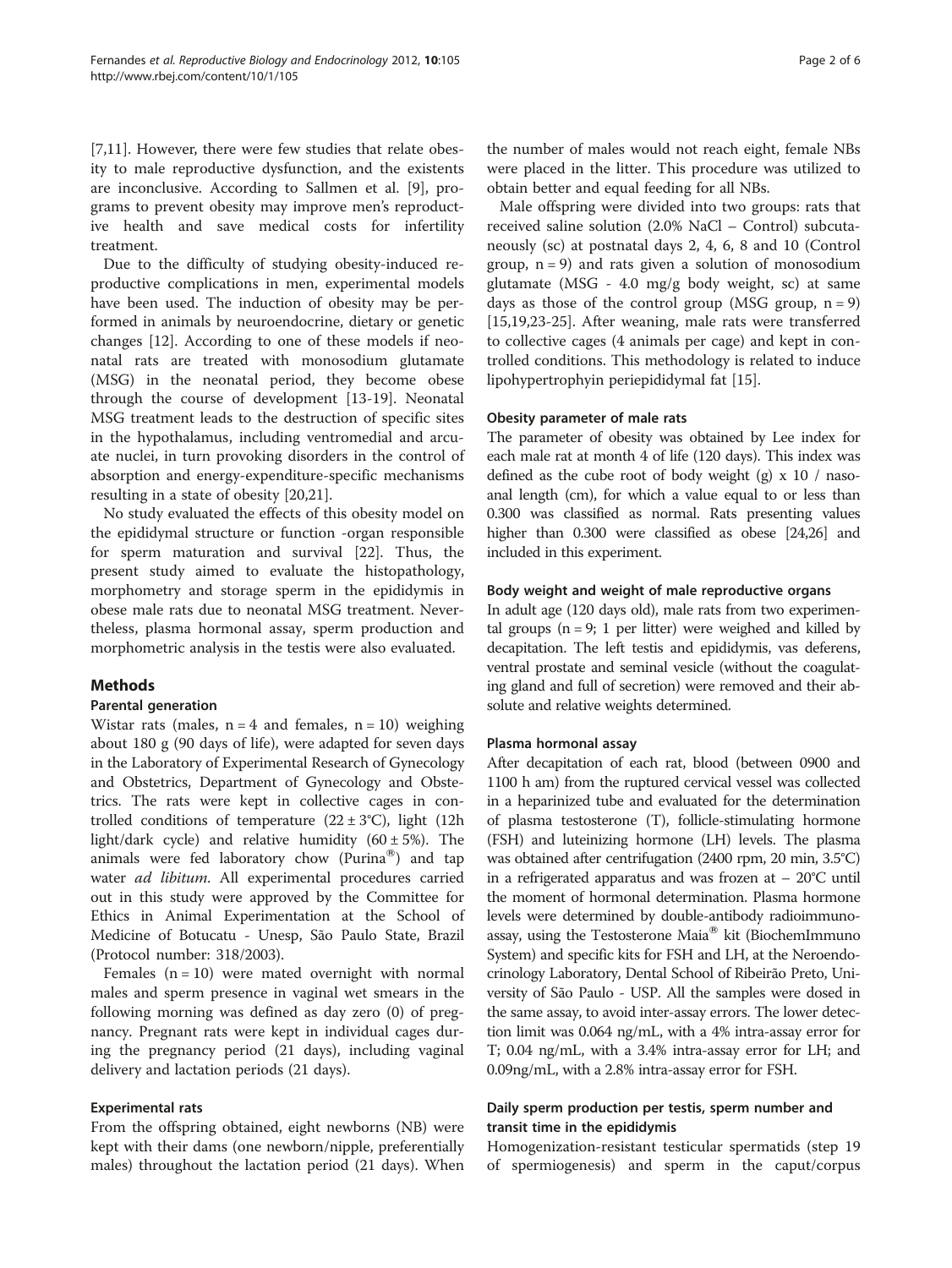[7,11]. However, there were few studies that relate obesity to male reproductive dysfunction, and the existents are inconclusive. According to Sallmen et al. [9], programs to prevent obesity may improve men's reproductive health and save medical costs for infertility treatment.

Due to the difficulty of studying obesity-induced reproductive complications in men, experimental models have been used. The induction of obesity may be performed in animals by neuroendocrine, dietary or genetic changes [12]. According to one of these models if neonatal rats are treated with monosodium glutamate (MSG) in the neonatal period, they become obese through the course of development [13-19]. Neonatal MSG treatment leads to the destruction of specific sites in the hypothalamus, including ventromedial and arcuate nuclei, in turn provoking disorders in the control of absorption and energy-expenditure-specific mechanisms resulting in a state of obesity [20,21].

No study evaluated the effects of this obesity model on the epididymal structure or function -organ responsible for sperm maturation and survival [22]. Thus, the present study aimed to evaluate the histopathology, morphometry and storage sperm in the epididymis in obese male rats due to neonatal MSG treatment. Nevertheless, plasma hormonal assay, sperm production and morphometric analysis in the testis were also evaluated.

## Methods

### Parental generation

Wistar rats (males, n = 4 and females, n = 10) weighing about 180 g (90 days of life), were adapted for seven days in the Laboratory of Experimental Research of Gynecology and Obstetrics, Department of Gynecology and Obstetrics. The rats were kept in collective cages in controlled conditions of temperature (22 ± 3°C), light (12h light/dark cycle) and relative humidity (60 ± 5%). The animals were fed laboratory chow (Purina®) and tap water *ad libitum*. All experimental procedures carried out in this study were approved by the Committee for Ethics in Animal Experimentation at the School of Medicine of Botucatu - Unesp, São Paulo State, Brazil (Protocol number: 318/2003).

Females (n = 10) were mated overnight with normal males and sperm presence in vaginal wet smears in the following morning was defined as day zero (0) of pregnancy. Pregnant rats were kept in individual cages during the pregnancy period (21 days), including vaginal delivery and lactation periods (21 days).

### Experimental rats

From the offspring obtained, eight newborns (NB) were kept with their dams (one newborn/nipple, preferentially males) throughout the lactation period (21 days). When the number of males would not reach eight, female NBs were placed in the litter. This procedure was utilized to obtain better and equal feeding for all NBs.

Male offspring were divided into two groups: rats that received saline solution (2.0% NaCl – Control) subcutaneously (sc) at postnatal days 2, 4, 6, 8 and 10 (Control group, n = 9) and rats given a solution of monosodium glutamate (MSG - 4.0 mg/g body weight, sc) at same days as those of the control group (MSG group, n = 9) [15,19,23-25]. After weaning, male rats were transferred to collective cages (4 animals per cage) and kept in controlled conditions. This methodology is related to induce lipohypertrophyin periepididymal fat [15].

### Obesity parameter of male rats

The parameter of obesity was obtained by Lee index for each male rat at month 4 of life (120 days). This index was defined as the cube root of body weight (g) x 10 / nasoanal length (cm), for which a value equal to or less than 0.300 was classified as normal. Rats presenting values higher than 0.300 were classified as obese [24,26] and included in this experiment.

### Body weight and weight of male reproductive organs

In adult age (120 days old), male rats from two experimental groups (n = 9; 1 per litter) were weighed and killed by decapitation. The left testis and epididymis, vas deferens, ventral prostate and seminal vesicle (without the coagulating gland and full of secretion) were removed and their absolute and relative weights determined.

### Plasma hormonal assay

After decapitation of each rat, blood (between 0900 and 1100 h am) from the ruptured cervical vessel was collected in a heparinized tube and evaluated for the determination of plasma testosterone (T), follicle-stimulating hormone (FSH) and luteinizing hormone (LH) levels. The plasma was obtained after centrifugation (2400 rpm, 20 min, 3.5°C) in a refrigerated apparatus and was frozen at – 20°C until the moment of hormonal determination. Plasma hormone levels were determined by double-antibody radioimmunoassay, using the Testosterone Maia® kit (BiochemImmuno System) and specific kits for FSH and LH, at the Neroendocrinology Laboratory, Dental School of Ribeirão Preto, University of São Paulo - USP. All the samples were dosed in the same assay, to avoid inter-assay errors. The lower detection limit was 0.064 ng/mL, with a 4% intra-assay error for T; 0.04 ng/mL, with a 3.4% intra-assay error for LH; and 0.09ng/mL, with a 2.8% intra-assay error for FSH.

### Daily sperm production per testis, sperm number and transit time in the epididymis

Homogenization-resistant testicular spermatids (step 19 of spermiogenesis) and sperm in the caput/corpus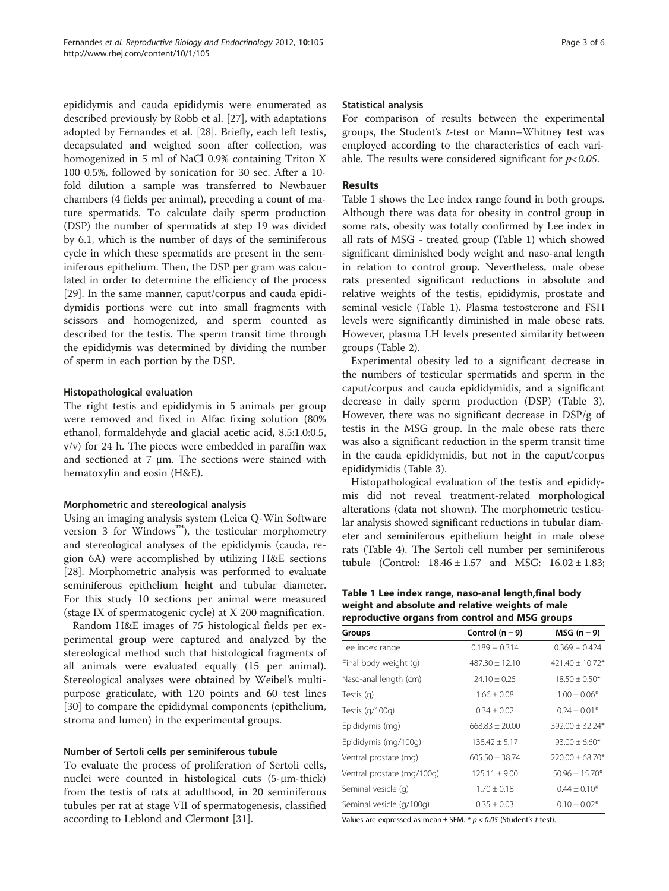epididymis and cauda epididymis were enumerated as described previously by Robb et al. [27], with adaptations adopted by Fernandes et al. [28]. Briefly, each left testis, decapsulated and weighed soon after collection, was homogenized in 5 ml of NaCl 0.9% containing Triton X 100 0.5%, followed by sonication for 30 sec. After a 10-fold dilution a sample was transferred to Newbauer chambers (4 fields per animal), preceding a count of mature spermatids. To calculate daily sperm production (DSP) the number of spermatids at step 19 was divided by 6.1, which is the number of days of the seminiferous cycle in which these spermatids are present in the seminiferous epithelium. Then, the DSP per gram was calculated in order to determine the efficiency of the process [29]. In the same manner, caput/corpus and cauda epididymidis portions were cut into small fragments with scissors and homogenized, and sperm counted as described for the testis. The sperm transit time through the epididymis was determined by dividing the number of sperm in each portion by the DSP.

### Histopathological evaluation

The right testis and epididymis in 5 animals per group were removed and fixed in Alfac fixing solution (80% ethanol, formaldehyde and glacial acetic acid, 8.5:1.0:0.5, v/v) for 24 h. The pieces were embedded in paraffin wax and sectioned at 7 μm. The sections were stained with hematoxylin and eosin (H&E).

### Morphometric and stereological analysis

Using an imaging analysis system (Leica Q-Win Software version 3 for Windows™), the testicular morphometry and stereological analyses of the epididymis (cauda, region 6A) were accomplished by utilizing H&E sections [28]. Morphometric analysis was performed to evaluate seminiferous epithelium height and tubular diameter. For this study 10 sections per animal were measured (stage IX of spermatogenic cycle) at X 200 magnification.

Random H&E images of 75 histological fields per experimental group were captured and analyzed by the stereological method such that histological fragments of all animals were evaluated equally (15 per animal). Stereological analyses were obtained by Weibel's multipurpose graticulate, with 120 points and 60 test lines [30] to compare the epididymal components (epithelium, stroma and lumen) in the experimental groups.

### Number of Sertoli cells per seminiferous tubule

To evaluate the process of proliferation of Sertoli cells, nuclei were counted in histological cuts (5-μm-thick) from the testis of rats at adulthood, in 20 seminiferous tubules per rat at stage VII of spermatogenesis, classified according to Leblond and Clermont [31].

### Statistical analysis

For comparison of results between the experimental groups, the Student's *t*-test or Mann–Whitney test was employed according to the characteristics of each variable. The results were considered significant for $p<0.05$.

## Results

Table 1 shows the Lee index range found in both groups. Although there was data for obesity in control group in some rats, obesity was totally confirmed by Lee index in all rats of MSG - treated group (Table 1) which showed significant diminished body weight and naso-anal length in relation to control group. Nevertheless, male obese rats presented significant reductions in absolute and relative weights of the testis, epididymis, prostate and seminal vesicle (Table 1). Plasma testosterone and FSH levels were significantly diminished in male obese rats. However, plasma LH levels presented similarity between groups (Table 2).

Experimental obesity led to a significant decrease in the numbers of testicular spermatids and sperm in the caput/corpus and cauda epididymidis, and a significant decrease in daily sperm production (DSP) (Table 3). However, there was no significant decrease in DSP/g of testis in the MSG group. In the male obese rats there was also a significant reduction in the sperm transit time in the cauda epididymidis, but not in the caput/corpus epididymidis (Table 3).

Histopathological evaluation of the testis and epididymis did not reveal treatment-related morphological alterations (data not shown). The morphometric testicular analysis showed significant reductions in tubular diameter and seminiferous epithelium height in male obese rats (Table 4). The Sertoli cell number per seminiferous tubule (Control: 18.46 ± 1.57 and MSG: 16.02 ± 1.83;

**Table 1 Lee index range, naso-anal length,final body weight and absolute and relative weights of male reproductive organs from control and MSG groups**

| Groups | Control (n = 9) | MSG (n = 9) |
|---|---|---|
| Lee index range | 0.189 – 0.314 | 0.369 – 0.424 |
| Final body weight (g) | 487.30 ± 12.10 | 421.40 ± 10.72* |
| Naso-anal length (cm) | 24.10 ± 0.25 | 18.50 ± 0.50* |
| Testis (g) | 1.66 ± 0.08 | 1.00 ± 0.06* |
| Testis (g/100g) | 0.34 ± 0.02 | 0.24 ± 0.01* |
| Epididymis (mg) | 668.83 ± 20.00 | 392.00 ± 32.24* |
| Epididymis (mg/100g) | 138.42 ± 5.17 | 93.00 ± 6.60* |
| Ventral prostate (mg) | 605.50 ± 38.74 | 220.00 ± 68.70* |
| Ventral prostate (mg/100g) | 125.11 ± 9.00 | 50.96 ± 15.70* |
| Seminal vesicle (g) | 1.70 ± 0.18 | 0.44 ± 0.10* |
| Seminal vesicle (g/100g) | 0.35 ± 0.03 | 0.10 ± 0.02* |

Values are expressed as mean ± SEM. * $p < 0.05$ (Student's *t*-test).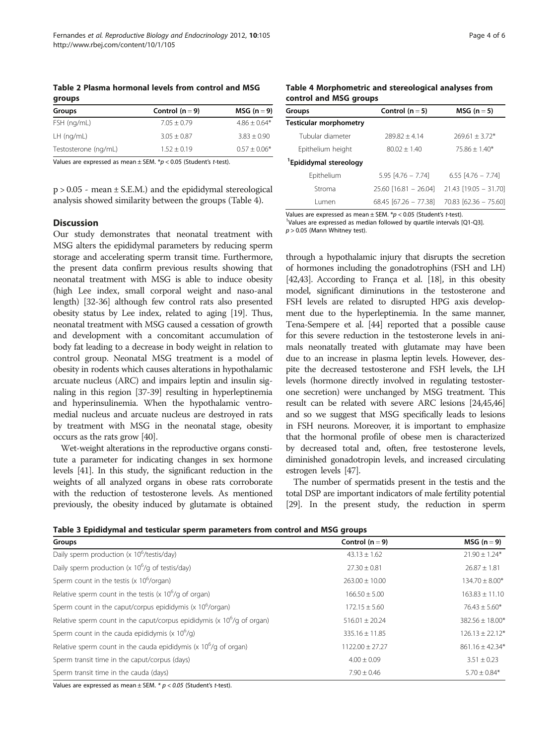**Table 2 Plasma hormonal levels from control and MSG groups**

| Groups | Control (n = 9) | MSG (n = 9) |
|---|---|---|
| FSH (ng/mL) | 7.05 ± 0.79 | 4.86 ± 0.64* |
| LH (ng/mL) | 3.05 ± 0.87 | 3.83 ± 0.90 |
| Testosterone (ng/mL) | 1.52 ± 0.19 | 0.57 ± 0.06* |

Values are expressed as mean ± SEM. *$p < 0.05$ (Student's *t*-test).

$p > 0.05$ - mean ± S.E.M.) and the epididymal stereological analysis showed similarity between the groups (Table 4).

## Discussion

Our study demonstrates that neonatal treatment with MSG alters the epididymal parameters by reducing sperm storage and accelerating sperm transit time. Furthermore, the present data confirm previous results showing that neonatal treatment with MSG is able to induce obesity (high Lee index, small corporal weight and naso-anal length) [32-36] although few control rats also presented obesity status by Lee index, related to aging [19]. Thus, neonatal treatment with MSG caused a cessation of growth and development with a concomitant accumulation of body fat leading to a decrease in body weight in relation to control group. Neonatal MSG treatment is a model of obesity in rodents which causes alterations in hypothalamic arcuate nucleus (ARC) and impairs leptin and insulin signaling in this region [37-39] resulting in hyperleptinemia and hyperinsulinemia. When the hypothalamic ventromedial nucleus and arcuate nucleus are destroyed in rats by treatment with MSG in the neonatal stage, obesity occurs as the rats grow [40].

Wet-weight alterations in the reproductive organs constitute a parameter for indicating changes in sex hormone levels [41]. In this study, the significant reduction in the weights of all analyzed organs in obese rats corroborate with the reduction of testosterone levels. As mentioned previously, the obesity induced by glutamate is obtained through a hypothalamic injury that disrupts the secretion of hormones including the gonadotrophins (FSH and LH) [42,43]. According to França et al. [18], in this obesity model, significant diminutions in the testosterone and FSH levels are related to disrupted HPG axis development due to the hyperleptinemia. In the same manner, Tena-Sempere et al. [44] reported that a possible cause for this severe reduction in the testosterone levels in animals neonatally treated with glutamate may have been due to an increase in plasma leptin levels. However, despite the decreased testosterone and FSH levels, the LH levels (hormone directly involved in regulating testosterone secretion) were unchanged by MSG treatment. This result can be related with severe ARC lesions [24,45,46] and so we suggest that MSG specifically leads to lesions in FSH neurons. Moreover, it is important to emphasize that the hormonal profile of obese men is characterized by decreased total and, often, free testosterone levels, diminished gonadotropin levels, and increased circulating estrogen levels [47].

The number of spermatids present in the testis and the total DSP are important indicators of male fertility potential [29]. In the present study, the reduction in sperm

**Table 4 Morphometric and stereological analyses from control and MSG groups**

| Groups | Control (n = 5) | MSG (n = 5) |
|---|---|---|
| **Testicular morphometry** | | |
| Tubular diameter | 289.82 ± 4.14 | 269.61 ± 3.72* |
| Epithelium height | 80.02 ± 1.40 | 75.86 ± 1.40* |
| **[1]Epididymal stereology** | | |
| Epithelium | 5.95 [4.76 – 7.74] | 6.55 [4.76 – 7.74] |
| Stroma | 25.60 [16.81 – 26.04] | 21.43 [19.05 – 31.70] |
| Lumen | 68.45 [67.26 – 77.38] | 70.83 [62.36 – 75.60] |

Values are expressed as mean ± SEM. *$p < 0.05$ (Student's *t*-test).
[1]Values are expressed as median followed by quartile intervals [Q1-Q3].
$p > 0.05$ (Mann Whitney test).

**Table 3 Epididymal and testicular sperm parameters from control and MSG groups**

| Groups | Control (n = 9) | MSG (n = 9) |
|---|---|---|
| Daily sperm production (x $10^6$/testis/day) | 43.13 ± 1.62 | 21.90 ± 1.24* |
| Daily sperm production (x $10^6$/g of testis/day) | 27.30 ± 0.81 | 26.87 ± 1.81 |
| Sperm count in the testis (x $10^6$/organ) | 263.00 ± 10.00 | 134.70 ± 8.00* |
| Relative sperm count in the testis (x $10^6$/g of organ) | 166.50 ± 5.00 | 163.83 ± 11.10 |
| Sperm count in the caput/corpus epididymis (x $10^6$/organ) | 172.15 ± 5.60 | 76.43 ± 5.60* |
| Relative sperm count in the caput/corpus epididymis (x $10^6$/g of organ) | 516.01 ± 20.24 | 382.56 ± 18.00* |
| Sperm count in the cauda epididymis (x $10^6$/g) | 335.16 ± 11.85 | 126.13 ± 22.12* |
| Relative sperm count in the cauda epididymis (x $10^6$/g of organ) | 1122.00 ± 27.27 | 861.16 ± 42.34* |
| Sperm transit time in the caput/corpus (days) | 4.00 ± 0.09 | 3.51 ± 0.23 |
| Sperm transit time in the cauda (days) | 7.90 ± 0.46 | 5.70 ± 0.84* |

Values are expressed as mean ± SEM. * *$p < 0.05$* (Student's *t*-test).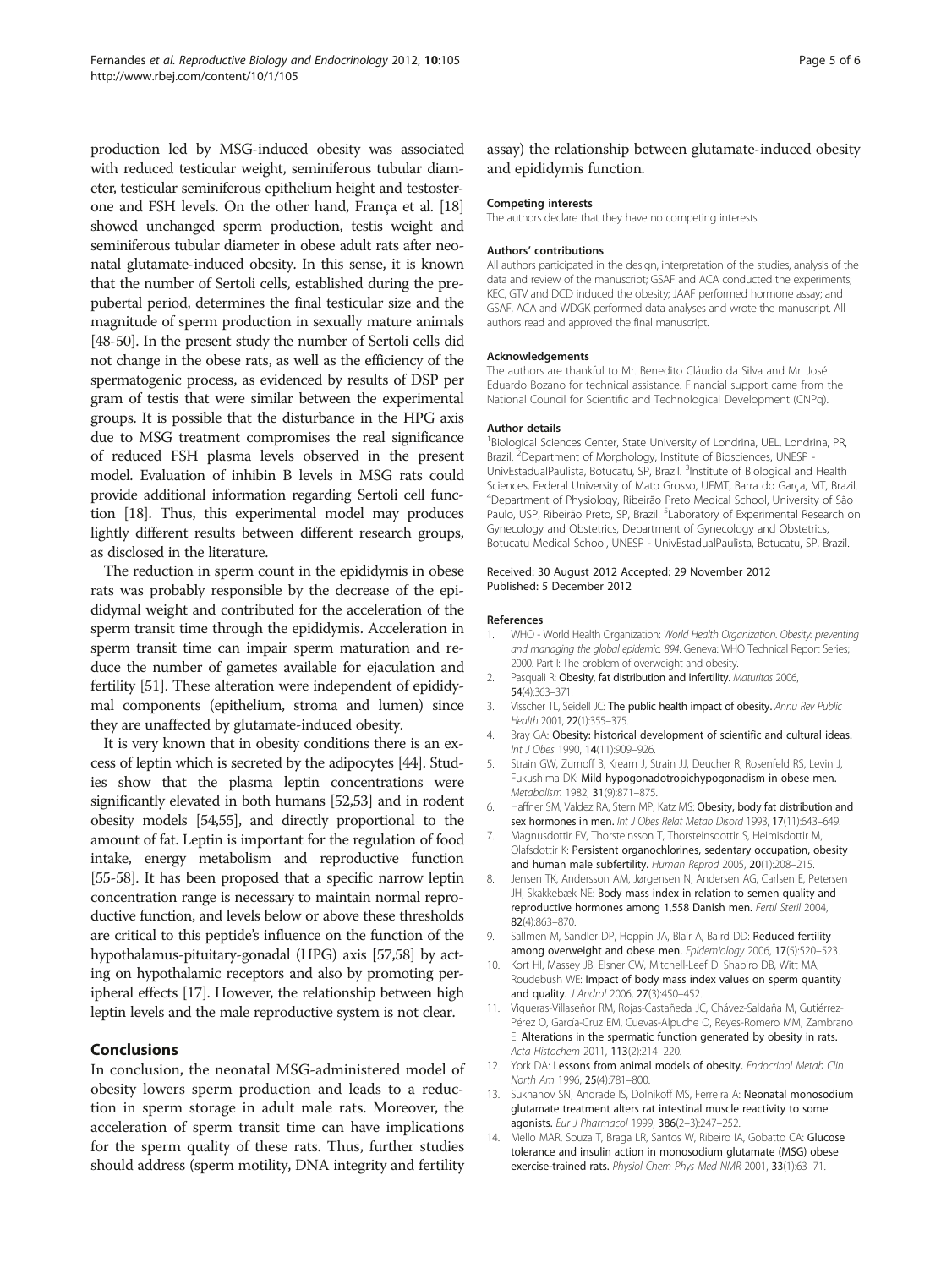production led by MSG-induced obesity was associated with reduced testicular weight, seminiferous tubular diameter, testicular seminiferous epithelium height and testosterone and FSH levels. On the other hand, França et al. [18] showed unchanged sperm production, testis weight and seminiferous tubular diameter in obese adult rats after neonatal glutamate-induced obesity. In this sense, it is known that the number of Sertoli cells, established during the prepubertal period, determines the final testicular size and the magnitude of sperm production in sexually mature animals [48-50]. In the present study the number of Sertoli cells did not change in the obese rats, as well as the efficiency of the spermatogenic process, as evidenced by results of DSP per gram of testis that were similar between the experimental groups. It is possible that the disturbance in the HPG axis due to MSG treatment compromises the real significance of reduced FSH plasma levels observed in the present model. Evaluation of inhibin B levels in MSG rats could provide additional information regarding Sertoli cell function [18]. Thus, this experimental model may produces lightly different results between different research groups, as disclosed in the literature.

The reduction in sperm count in the epididymis in obese rats was probably responsible by the decrease of the epididymal weight and contributed for the acceleration of the sperm transit time through the epididymis. Acceleration in sperm transit time can impair sperm maturation and reduce the number of gametes available for ejaculation and fertility [51]. These alteration were independent of epididymal components (epithelium, stroma and lumen) since they are unaffected by glutamate-induced obesity.

It is very known that in obesity conditions there is an excess of leptin which is secreted by the adipocytes [44]. Studies show that the plasma leptin concentrations were significantly elevated in both humans [52,53] and in rodent obesity models [54,55], and directly proportional to the amount of fat. Leptin is important for the regulation of food intake, energy metabolism and reproductive function [55-58]. It has been proposed that a specific narrow leptin concentration range is necessary to maintain normal reproductive function, and levels below or above these thresholds are critical to this peptide's influence on the function of the hypothalamus-pituitary-gonadal (HPG) axis [57,58] by acting on hypothalamic receptors and also by promoting peripheral effects [17]. However, the relationship between high leptin levels and the male reproductive system is not clear.

## Conclusions

In conclusion, the neonatal MSG-administered model of obesity lowers sperm production and leads to a reduction in sperm storage in adult male rats. Moreover, the acceleration of sperm transit time can have implications for the sperm quality of these rats. Thus, further studies should address (sperm motility, DNA integrity and fertility assay) the relationship between glutamate-induced obesity and epididymis function.

#### Competing interests

The authors declare that they have no competing interests.

#### Authors' contributions

All authors participated in the design, interpretation of the studies, analysis of the data and review of the manuscript; GSAF and ACA conducted the experiments; KEC, GTV and DCD induced the obesity; JAAF performed hormone assay; and GSAF, ACA and WDGK performed data analyses and wrote the manuscript. All authors read and approved the final manuscript.

#### Acknowledgements

The authors are thankful to Mr. Benedito Cláudio da Silva and Mr. José Eduardo Bozano for technical assistance. Financial support came from the National Council for Scientific and Technological Development (CNPq).

#### Author details

[1]Biological Sciences Center, State University of Londrina, UEL, Londrina, PR, Brazil. [2]Department of Morphology, Institute of Biosciences, UNESP - UnivEstadualPaulista, Botucatu, SP, Brazil. [3]Institute of Biological and Health Sciences, Federal University of Mato Grosso, UFMT, Barra do Garça, MT, Brazil. [4]Department of Physiology, Ribeirão Preto Medical School, University of São Paulo, USP, Ribeirão Preto, SP, Brazil. [5]Laboratory of Experimental Research on Gynecology and Obstetrics, Department of Gynecology and Obstetrics, Botucatu Medical School, UNESP - UnivEstadualPaulista, Botucatu, SP, Brazil.

Received: 30 August 2012 Accepted: 29 November 2012
Published: 5 December 2012

#### References

1. WHO - World Health Organization: *World Health Organization. Obesity: preventing and managing the global epidemic. 894*. Geneva: WHO Technical Report Series; 2000. Part I: The problem of overweight and obesity.
2. Pasquali R: **Obesity, fat distribution and infertility.** *Maturitas* 2006, **54**(4):363–371.
3. Visscher TL, Seidell JC: **The public health impact of obesity.** *Annu Rev Public Health* 2001, **22**(1):355–375.
4. Bray GA: **Obesity: historical development of scientific and cultural ideas.** *Int J Obes* 1990, **14**(11):909–926.
5. Strain GW, Zumoff B, Kream J, Strain JJ, Deucher R, Rosenfeld RS, Levin J, Fukushima DK: **Mild hypogonadotropichypogonadism in obese men.** *Metabolism* 1982, **31**(9):871–875.
6. Haffner SM, Valdez RA, Stern MP, Katz MS: **Obesity, body fat distribution and sex hormones in men.** *Int J Obes Relat Metab Disord* 1993, **17**(11):643–649.
7. Magnusdottir EV, Thorsteinsson T, Thorsteinsdottir S, Heimisdottir M, Olafsdottir K: **Persistent organochlorines, sedentary occupation, obesity and human male subfertility.** *Human Reprod* 2005, **20**(1):208–215.
8. Jensen TK, Andersson AM, Jørgensen N, Andersen AG, Carlsen E, Petersen JH, Skakkebæk NE: **Body mass index in relation to semen quality and reproductive hormones among 1,558 Danish men.** *Fertil Steril* 2004, **82**(4):863–870.
9. Sallmen M, Sandler DP, Hoppin JA, Blair A, Baird DD: **Reduced fertility among overweight and obese men.** *Epidemiology* 2006, **17**(5):520–523.
10. Kort HI, Massey JB, Elsner CW, Mitchell-Leef D, Shapiro DB, Witt MA, Roudebush WE: **Impact of body mass index values on sperm quantity and quality.** *J Androl* 2006, **27**(3):450–452.
11. Vigueras-Villaseñor RM, Rojas-Castañeda JC, Chávez-Saldaña M, Gutiérrez-Pérez O, García-Cruz EM, Cuevas-Alpuche O, Reyes-Romero MM, Zambrano E: **Alterations in the spermatic function generated by obesity in rats.** *Acta Histochem* 2011, **113**(2):214–220.
12. York DA: **Lessons from animal models of obesity.** *Endocrinol Metab Clin North Am* 1996, **25**(4):781–800.
13. Sukhanov SN, Andrade IS, Dolnikoff MS, Ferreira A: **Neonatal monosodium glutamate treatment alters rat intestinal muscle reactivity to some agonists.** *Eur J Pharmacol* 1999, **386**(2–3):247–252.
14. Mello MAR, Souza T, Braga LR, Santos W, Ribeiro IA, Gobatto CA: **Glucose tolerance and insulin action in monosodium glutamate (MSG) obese exercise-trained rats.** *Physiol Chem Phys Med NMR* 2001, **33**(1):63–71.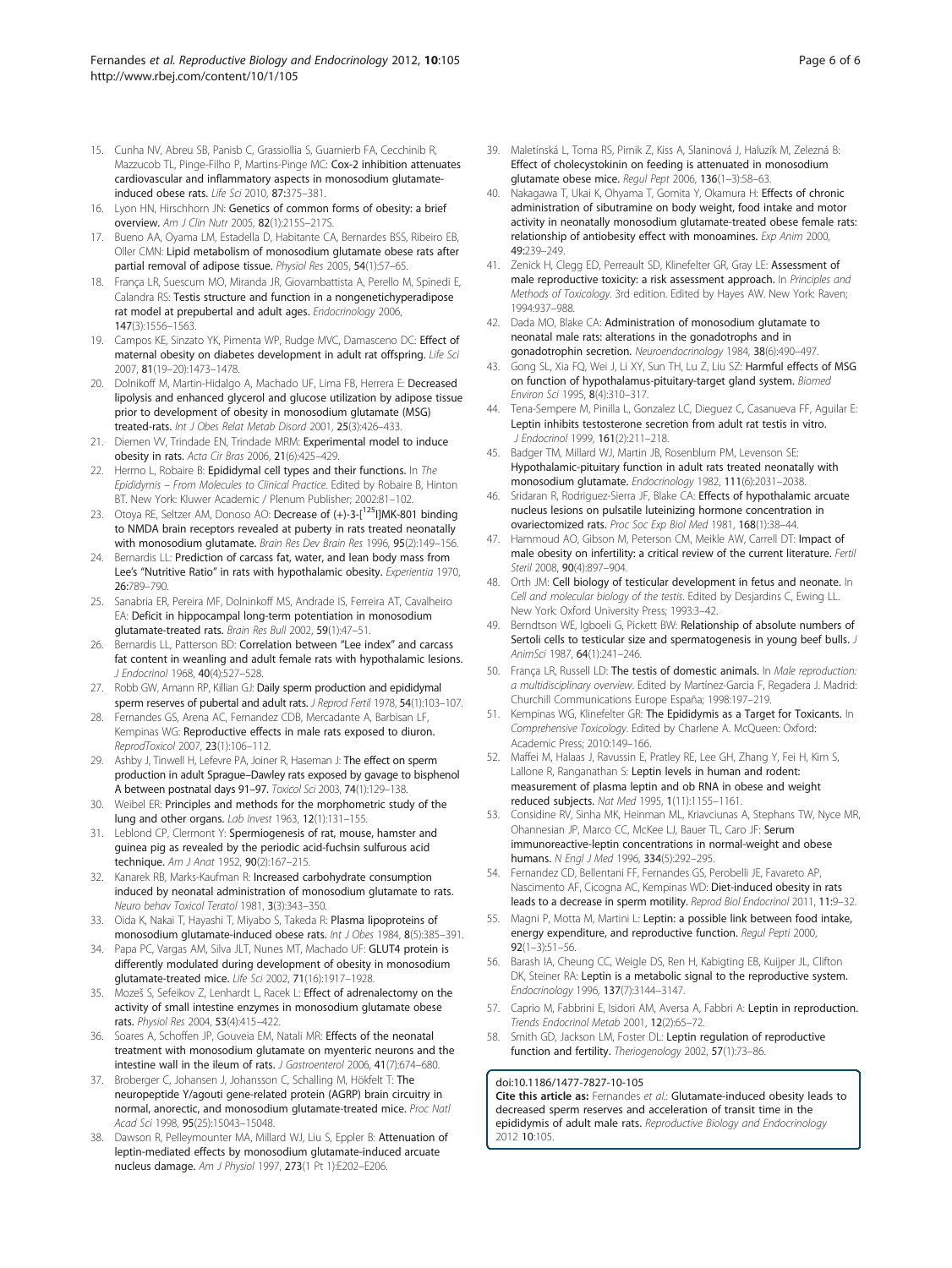15. Cunha NV, Abreu SB, Panisb C, Grassiollia S, Guarnierb FA, Cecchinib R, Mazzucob TL, Pinge-Filho P, Martins-Pinge MC: **Cox-2 inhibition attenuates cardiovascular and inflammatory aspects in monosodium glutamate-induced obese rats.** *Life Sci* 2010, **87**:375–381.
16. Lyon HN, Hirschhorn JN: **Genetics of common forms of obesity: a brief overview.** *Am J Clin Nutr* 2005, **82**(1):215S–217S.
17. Bueno AA, Oyama LM, Estadella D, Habitante CA, Bernardes BSS, Ribeiro EB, Oller CMN: **Lipid metabolism of monosodium glutamate obese rats after partial removal of adipose tissue.** *Physiol Res* 2005, **54**(1):57–65.
18. França LR, Suescum MO, Miranda JR, Giovambattista A, Perello M, Spinedi E, Calandra RS: **Testis structure and function in a nongenetichyperadipose rat model at prepubertal and adult ages.** *Endocrinology* 2006, **147**(3):1556–1563.
19. Campos KE, Sinzato YK, Pimenta WP, Rudge MVC, Damasceno DC: **Effect of maternal obesity on diabetes development in adult rat offspring.** *Life Sci* 2007, **81**(19–20):1473–1478.
20. Dolnikoff M, Martin-Hidalgo A, Machado UF, Lima FB, Herrera E: **Decreased lipolysis and enhanced glycerol and glucose utilization by adipose tissue prior to development of obesity in monosodium glutamate (MSG) treated-rats.** *Int J Obes Relat Metab Disord* 2001, **25**(3):426–433.
21. Diemen VV, Trindade EN, Trindade MRM: **Experimental model to induce obesity in rats.** *Acta Cir Bras* 2006, **21**(6):425–429.
22. Hermo L, Robaire B: **Epididymal cell types and their functions.** In *The Epididymis – From Molecules to Clinical Practice*. Edited by Robaire B, Hinton BT. New York: Kluwer Academic / Plenum Publisher; 2002:81–102.
23. Otoya RE, Seltzer AM, Donoso AO: **Decrease of (+)-3-[$^{125}$I]MK-801 binding to NMDA brain receptors revealed at puberty in rats treated neonatally with monosodium glutamate.** *Brain Res Dev Brain Res* 1996, **95**(2):149–156.
24. Bernardis LL: **Prediction of carcass fat, water, and lean body mass from Lee's "Nutritive Ratio" in rats with hypothalamic obesity.** *Experientia* 1970, **26**:789–790.
25. Sanabria ER, Pereira MF, Dolninkoff MS, Andrade IS, Ferreira AT, Cavalheiro EA: **Deficit in hippocampal long-term potentiation in monosodium glutamate-treated rats.** *Brain Res Bull* 2002, **59**(1):47–51.
26. Bernardis LL, Patterson BD: **Correlation between "Lee index" and carcass fat content in weanling and adult female rats with hypothalamic lesions.** *J Endocrinol* 1968, **40**(4):527–528.
27. Robb GW, Amann RP, Killian GJ: **Daily sperm production and epididymal sperm reserves of pubertal and adult rats.** *J Reprod Fertil* 1978, **54**(1):103–107.
28. Fernandes GS, Arena AC, Fernandez CDB, Mercadante A, Barbisan LF, Kempinas WG: **Reproductive effects in male rats exposed to diuron.** *ReprodToxicol* 2007, **23**(1):106–112.
29. Ashby J, Tinwell H, Lefevre PA, Joiner R, Haseman J: **The effect on sperm production in adult Sprague–Dawley rats exposed by gavage to bisphenol A between postnatal days 91–97.** *Toxicol Sci* 2003, **74**(1):129–138.
30. Weibel ER: **Principles and methods for the morphometric study of the lung and other organs.** *Lab Invest* 1963, **12**(1):131–155.
31. Leblond CP, Clermont Y: **Spermiogenesis of rat, mouse, hamster and guinea pig as revealed by the periodic acid-fuchsin sulfurous acid technique.** *Am J Anat* 1952, **90**(2):167–215.
32. Kanarek RB, Marks-Kaufman R: **Increased carbohydrate consumption induced by neonatal administration of monosodium glutamate to rats.** *Neuro behav Toxicol Teratol* 1981, **3**(3):343–350.
33. Oida K, Nakai T, Hayashi T, Miyabo S, Takeda R: **Plasma lipoproteins of monosodium glutamate-induced obese rats.** *Int J Obes* 1984, **8**(5):385–391.
34. Papa PC, Vargas AM, Silva JLT, Nunes MT, Machado UF: **GLUT4 protein is differently modulated during development of obesity in monosodium glutamate-treated mice.** *Life Sci* 2002, **71**(16):1917–1928.
35. Mozeš S, Sefeikov Z, Lenhardt L, Racek L: **Effect of adrenalectomy on the activity of small intestine enzymes in monosodium glutamate obese rats.** *Physiol Res* 2004, **53**(4):415–422.
36. Soares A, Schoffen JP, Gouveia EM, Natali MR: **Effects of the neonatal treatment with monosodium glutamate on myenteric neurons and the intestine wall in the ileum of rats.** *J Gastroenterol* 2006, **41**(7):674–680.
37. Broberger C, Johansen J, Johansson C, Schalling M, Hökfelt T: **The neuropeptide Y/agouti gene-related protein (AGRP) brain circuitry in normal, anorectic, and monosodium glutamate-treated mice.** *Proc Natl Acad Sci* 1998, **95**(25):15043–15048.
38. Dawson R, Pelleymounter MA, Millard WJ, Liu S, Eppler B: **Attenuation of leptin-mediated effects by monosodium glutamate-induced arcuate nucleus damage.** *Am J Physiol* 1997, **273**(1 Pt 1):E202–E206.
39. Maletínská L, Toma RS, Pirnik Z, Kiss A, Slaninová J, Haluzík M, Zelezná B: **Effect of cholecystokinin on feeding is attenuated in monosodium glutamate obese mice.** *Regul Pept* 2006, **136**(1–3):58–63.
40. Nakagawa T, Ukai K, Ohyama T, Gomita Y, Okamura H: **Effects of chronic administration of sibutramine on body weight, food intake and motor activity in neonatally monosodium glutamate-treated obese female rats: relationship of antiobesity effect with monoamines.** *Exp Anim* 2000, **49**:239–249.
41. Zenick H, Clegg ED, Perreault SD, Klinefelter GR, Gray LE: **Assessment of male reproductive toxicity: a risk assessment approach.** In *Principles and Methods of Toxicology*. 3rd edition. Edited by Hayes AW. New York: Raven; 1994:937–988.
42. Dada MO, Blake CA: **Administration of monosodium glutamate to neonatal male rats: alterations in the gonadotrophs and in gonadotrophin secretion.** *Neuroendocrinology* 1984, **38**(6):490–497.
43. Gong SL, Xia FQ, Wei J, Li XY, Sun TH, Lu Z, Liu SZ: **Harmful effects of MSG on function of hypothalamus-pituitary-target gland system.** *Biomed Environ Sci* 1995, **8**(4):310–317.
44. Tena-Sempere M, Pinilla L, Gonzalez LC, Dieguez C, Casanueva FF, Aguilar E: **Leptin inhibits testosterone secretion from adult rat testis in vitro.** *J Endocrinol* 1999, **161**(2):211–218.
45. Badger TM, Millard WJ, Martin JB, Rosenblum PM, Levenson SE: **Hypothalamic-pituitary function in adult rats treated neonatally with monosodium glutamate.** *Endocrinology* 1982, **111**(6):2031–2038.
46. Sridaran R, Rodriguez-Sierra JF, Blake CA: **Effects of hypothalamic arcuate nucleus lesions on pulsatile luteinizing hormone concentration in ovariectomized rats.** *Proc Soc Exp Biol Med* 1981, **168**(1):38–44.
47. Hammoud AO, Gibson M, Peterson CM, Meikle AW, Carrell DT: **Impact of male obesity on infertility: a critical review of the current literature.** *Fertil Steril* 2008, **90**(4):897–904.
48. Orth JM: **Cell biology of testicular development in fetus and neonate.** In *Cell and molecular biology of the testis*. Edited by Desjardins C, Ewing LL. New York: Oxford University Press; 1993:3–42.
49. Berndtson WE, Igboeli G, Pickett BW: **Relationship of absolute numbers of Sertoli cells to testicular size and spermatogenesis in young beef bulls.** *J AnimSci* 1987, **64**(1):241–246.
50. França LR, Russell LD: **The testis of domestic animals.** In *Male reproduction: a multidisciplinary overview*. Edited by Martínez-Garcia F, Regadera J. Madrid: Churchill Communications Europe España; 1998:197–219.
51. Kempinas WG, Klinefelter GR: **The Epididymis as a Target for Toxicants.** In *Comprehensive Toxicology*. Edited by Charlene A. McQueen: Oxford: Academic Press; 2010:149–166.
52. Maffei M, Halaas J, Ravussin E, Pratley RE, Lee GH, Zhang Y, Fei H, Kim S, Lallone R, Ranganathan S: **Leptin levels in human and rodent: measurement of plasma leptin and ob RNA in obese and weight reduced subjects.** *Nat Med* 1995, **1**(11):1155–1161.
53. Considine RV, Sinha MK, Heinman ML, Kriavciunas A, Stephans TW, Nyce MR, Ohannesian JP, Marco CC, McKee LJ, Bauer TL, Caro JF: **Serum immunoreactive-leptin concentrations in normal-weight and obese humans.** *N Engl J Med* 1996, **334**(5):292–295.
54. Fernandez CD, Bellentani FF, Fernandes GS, Perobelli JE, Favareto AP, Nascimento AF, Cicogna AC, Kempinas WD: **Diet-induced obesity in rats leads to a decrease in sperm motility.** *Reprod Biol Endocrinol* 2011, **11**:9–32.
55. Magni P, Motta M, Martini L: **Leptin: a possible link between food intake, energy expenditure, and reproductive function.** *Regul Pepti* 2000, **92**(1–3):51–56.
56. Barash IA, Cheung CC, Weigle DS, Ren H, Kabigting EB, Kuijper JL, Clifton DK, Steiner RA: **Leptin is a metabolic signal to the reproductive system.** *Endocrinology* 1996, **137**(7):3144–3147.
57. Caprio M, Fabbrini E, Isidori AM, Aversa A, Fabbri A: **Leptin in reproduction.** *Trends Endocrinol Metab* 2001, **12**(2):65–72.
58. Smith GD, Jackson LM, Foster DL: **Leptin regulation of reproductive function and fertility.** *Theriogenology* 2002, **57**(1):73–86.

doi:10.1186/1477-7827-10-105

**Cite this article as:** Fernandes *et al.*: Glutamate-induced obesity leads to decreased sperm reserves and acceleration of transit time in the epididymis of adult male rats. *Reproductive Biology and Endocrinology* 2012 **10**:105.